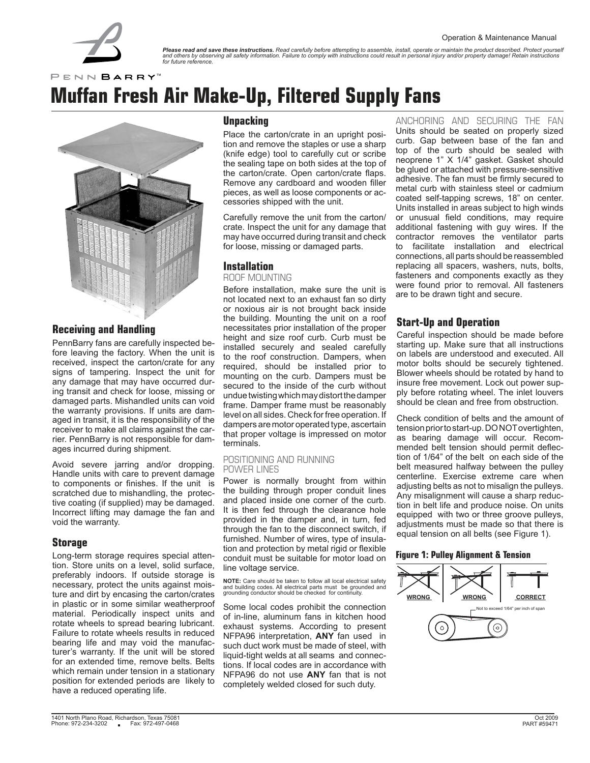Operation & Maintenance Manual

***Please read and save these instructions.** Read carefully before attempting to assemble, install, operate or maintain the product described. Protect yourself and others by observing all safety information. Failure to comply with instructions could result in personal injury and/or property damage! Retain instructions for future reference.*

# Muffan Fresh Air Make-Up, Filtered Supply Fans

## Receiving and Handling

PennBarry fans are carefully inspected before leaving the factory. When the unit is received, inspect the carton/crate for any signs of tampering. Inspect the unit for any damage that may have occurred during transit and check for loose, missing or damaged parts. Mishandled units can void the warranty provisions. If units are damaged in transit, it is the responsibility of the receiver to make all claims against the carrier. PennBarry is not responsible for damages incurred during shipment.

Avoid severe jarring and/or dropping. Handle units with care to prevent damage to components or finishes. If the unit is scratched due to mishandling, the protective coating (if supplied) may be damaged. Incorrect lifting may damage the fan and void the warranty.

## Storage

Long-term storage requires special attention. Store units on a level, solid surface, preferably indoors. If outside storage is necessary, protect the units against moisture and dirt by encasing the carton/crates in plastic or in some similar weatherproof material. Periodically inspect units and rotate wheels to spread bearing lubricant. Failure to rotate wheels results in reduced bearing life and may void the manufacturer's warranty. If the unit will be stored for an extended time, remove belts. Belts which remain under tension in a stationary position for extended periods are likely to have a reduced operating life.

## Unpacking

Place the carton/crate in an upright position and remove the staples or use a sharp (knife edge) tool to carefully cut or scribe the sealing tape on both sides at the top of the carton/crate. Open carton/crate flaps. Remove any cardboard and wooden filler pieces, as well as loose components or accessories shipped with the unit.

Carefully remove the unit from the carton/crate. Inspect the unit for any damage that may have occurred during transit and check for loose, missing or damaged parts.

## Installation

### ROOF MOUNTING

Before installation, make sure the unit is not located next to an exhaust fan so dirty or noxious air is not brought back inside the building. Mounting the unit on a roof necessitates prior installation of the proper height and size roof curb. Curb must be installed securely and sealed carefully to the roof construction. Dampers, when required, should be installed prior to mounting on the curb. Dampers must be secured to the inside of the curb without undue twisting which may distort the damper frame. Damper frame must be reasonably level on all sides. Check for free operation. If dampers are motor operated type, ascertain that proper voltage is impressed on motor terminals.

### POSITIONING AND RUNNING POWER LINES

Power is normally brought from within the building through proper conduit lines and placed inside one corner of the curb. It is then fed through the clearance hole provided in the damper and, in turn, fed through the fan to the disconnect switch, if furnished. Number of wires, type of insulation and protection by metal rigid or flexible conduit must be suitable for motor load on line voltage service.

**NOTE:** Care should be taken to follow all local electrical safety and building codes. All electrical parts must be grounded and grounding conductor should be checked for continuity.

Some local codes prohibit the connection of in-line, aluminum fans in kitchen hood exhaust systems. According to present NFPA96 interpretation, **ANY** fan used in such duct work must be made of steel, with liquid-tight welds at all seams and connections. If local codes are in accordance with NFPA96 do not use **ANY** fan that is not completely welded closed for such duty.

### ANCHORING AND SECURING THE FAN

Units should be seated on properly sized curb. Gap between base of the fan and top of the curb should be sealed with neoprene 1" X 1/4" gasket. Gasket should be glued or attached with pressure-sensitive adhesive. The fan must be firmly secured to metal curb with stainless steel or cadmium coated self-tapping screws, 18" on center. Units installed in areas subject to high winds or unusual field conditions, may require additional fastening with guy wires. If the contractor removes the ventilator parts to facilitate installation and electrical connections, all parts should be reassembled replacing all spacers, washers, nuts, bolts, fasteners and components exactly as they were found prior to removal. All fasteners are to be drawn tight and secure.

## Start-Up and Operation

Careful inspection should be made before starting up. Make sure that all instructions on labels are understood and executed. All motor bolts should be securely tightened. Blower wheels should be rotated by hand to insure free movement. Lock out power supply before rotating wheel. The inlet louvers should be clean and free from obstruction.

Check condition of belts and the amount of tension prior to start-up. DO NOT overtighten, as bearing damage will occur. Recommended belt tension should permit deflection of 1/64" of the belt on each side of the belt measured halfway between the pulley centerline. Exercise extreme care when adjusting belts as not to misalign the pulleys. Any misalignment will cause a sharp reduction in belt life and produce noise. On units equipped with two or three groove pulleys, adjustments must be made so that there is equal tension on all belts (see Figure 1).

**Figure 1: Pulley Alignment & Tension**

WRONG | WRONG | CORRECT

Not to exceed 1/64" per inch of span

1401 North Plano Road, Richardson, Texas 75081
Phone: 972-234-3202 Fax: 972-497-0468

Oct 2009
PART #59471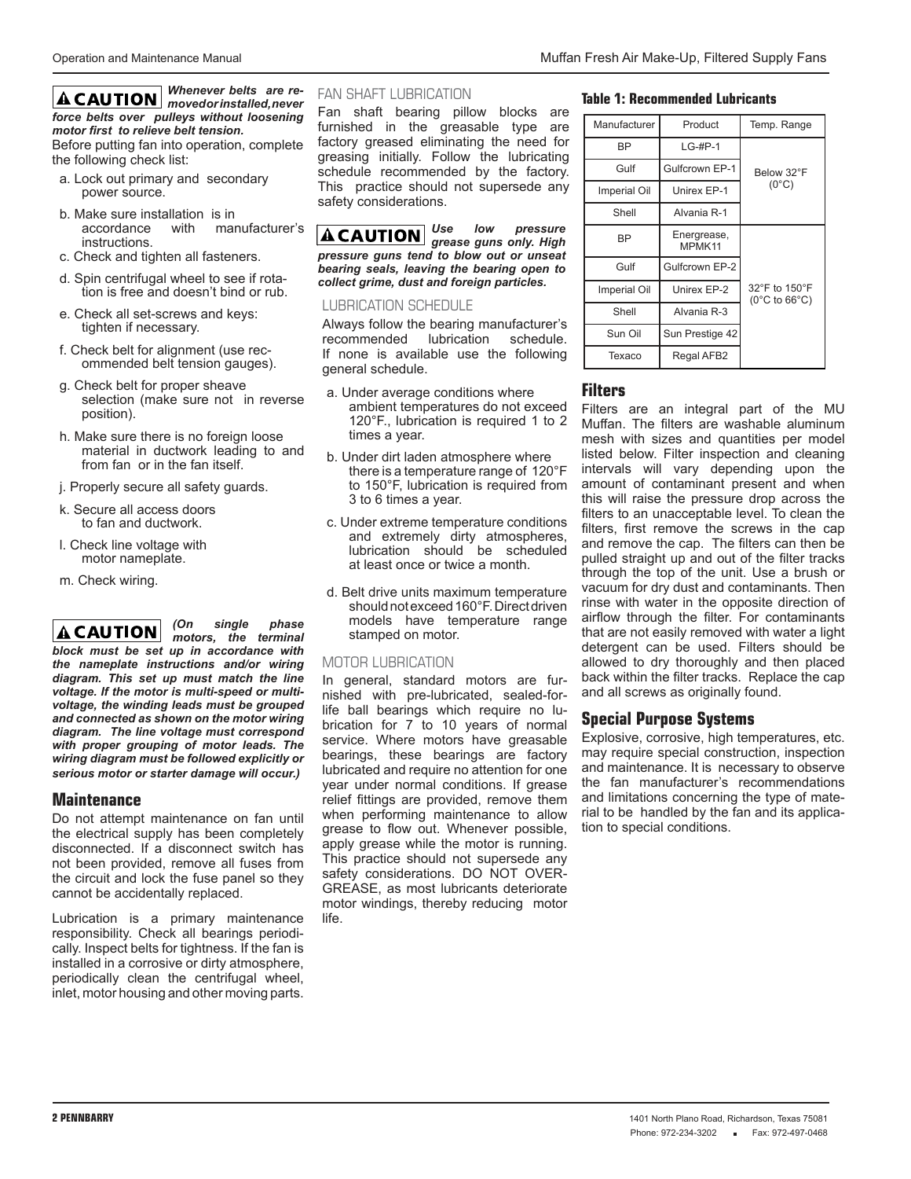**⚠ CAUTION** ***Whenever belts are removed or installed, never force belts over pulleys without loosening motor first to relieve belt tension.***

Before putting fan into operation, complete the following check list:

a. Lock out primary and secondary power source.

b. Make sure installation is in accordance with manufacturer's instructions.

c. Check and tighten all fasteners.

d. Spin centrifugal wheel to see if rotation is free and doesn't bind or rub.

e. Check all set-screws and keys: tighten if necessary.

f. Check belt for alignment (use recommended belt tension gauges).

g. Check belt for proper sheave selection (make sure not in reverse position).

h. Make sure there is no foreign loose material in ductwork leading to and from fan or in the fan itself.

j. Properly secure all safety guards.

k. Secure all access doors to fan and ductwork.

l. Check line voltage with motor nameplate.

m. Check wiring.

**⚠ CAUTION** ***(On single phase motors, the terminal block must be set up in accordance with the nameplate instructions and/or wiring diagram. This set up must match the line voltage. If the motor is multi-speed or multi-voltage, the winding leads must be grouped and connected as shown on the motor wiring diagram. The line voltage must correspond with proper grouping of motor leads. The wiring diagram must be followed explicitly or serious motor or starter damage will occur.)***

## Maintenance

Do not attempt maintenance on fan until the electrical supply has been completely disconnected. If a disconnect switch has not been provided, remove all fuses from the circuit and lock the fuse panel so they cannot be accidentally replaced.

Lubrication is a primary maintenance responsibility. Check all bearings periodically. Inspect belts for tightness. If the fan is installed in a corrosive or dirty atmosphere, periodically clean the centrifugal wheel, inlet, motor housing and other moving parts.

### FAN SHAFT LUBRICATION

Fan shaft bearing pillow blocks are furnished in the greasable type are factory greased eliminating the need for greasing initially. Follow the lubricating schedule recommended by the factory. This practice should not supersede any safety considerations.

**⚠ CAUTION** ***Use low pressure grease guns only. High pressure guns tend to blow out or unseat bearing seals, leaving the bearing open to collect grime, dust and foreign particles.***

### LUBRICATION SCHEDULE

Always follow the bearing manufacturer's recommended lubrication schedule. If none is available use the following general schedule.

a. Under average conditions where ambient temperatures do not exceed 120°F., lubrication is required 1 to 2 times a year.

b. Under dirt laden atmosphere where there is a temperature range of 120°F to 150°F, lubrication is required from 3 to 6 times a year.

c. Under extreme temperature conditions and extremely dirty atmospheres, lubrication should be scheduled at least once or twice a month.

d. Belt drive units maximum temperature should not exceed 160°F. Direct driven models have temperature range stamped on motor.

### MOTOR LUBRICATION

In general, standard motors are furnished with pre-lubricated, sealed-for-life ball bearings which require no lubrication for 7 to 10 years of normal service. Where motors have greasable bearings, these bearings are factory lubricated and require no attention for one year under normal conditions. If grease relief fittings are provided, remove them when performing maintenance to allow grease to flow out. Whenever possible, apply grease while the motor is running. This practice should not supersede any safety considerations. DO NOT OVER-GREASE, as most lubricants deteriorate motor windings, thereby reducing motor life.

**Table 1: Recommended Lubricants**

| Manufacturer | Product | Temp. Range |
|---|---|---|
| BP | LG-#P-1 | Below 32°F (0°C) |
| Gulf | Gulfcrown EP-1 | |
| Imperial Oil | Unirex EP-1 | |
| Shell | Alvania R-1 | |
| BP | Energrease, MPMK11 | 32°F to 150°F (0°C to 66°C) |
| Gulf | Gulfcrown EP-2 | |
| Imperial Oil | Unirex EP-2 | |
| Shell | Alvania R-3 | |
| Sun Oil | Sun Prestige 42 | |
| Texaco | Regal AFB2 | |

## Filters

Filters are an integral part of the MU Muffan. The filters are washable aluminum mesh with sizes and quantities per model listed below. Filter inspection and cleaning intervals will vary depending upon the amount of contaminant present and when this will raise the pressure drop across the filters to an unacceptable level. To clean the filters, first remove the screws in the cap and remove the cap. The filters can then be pulled straight up and out of the filter tracks through the top of the unit. Use a brush or vacuum for dry dust and contaminants. Then rinse with water in the opposite direction of airflow through the filter. For contaminants that are not easily removed with water a light detergent can be used. Filters should be allowed to dry thoroughly and then placed back within the filter tracks. Replace the cap and all screws as originally found.

## Special Purpose Systems

Explosive, corrosive, high temperatures, etc. may require special construction, inspection and maintenance. It is necessary to observe the fan manufacturer's recommendations and limitations concerning the type of material to be handled by the fan and its application to special conditions.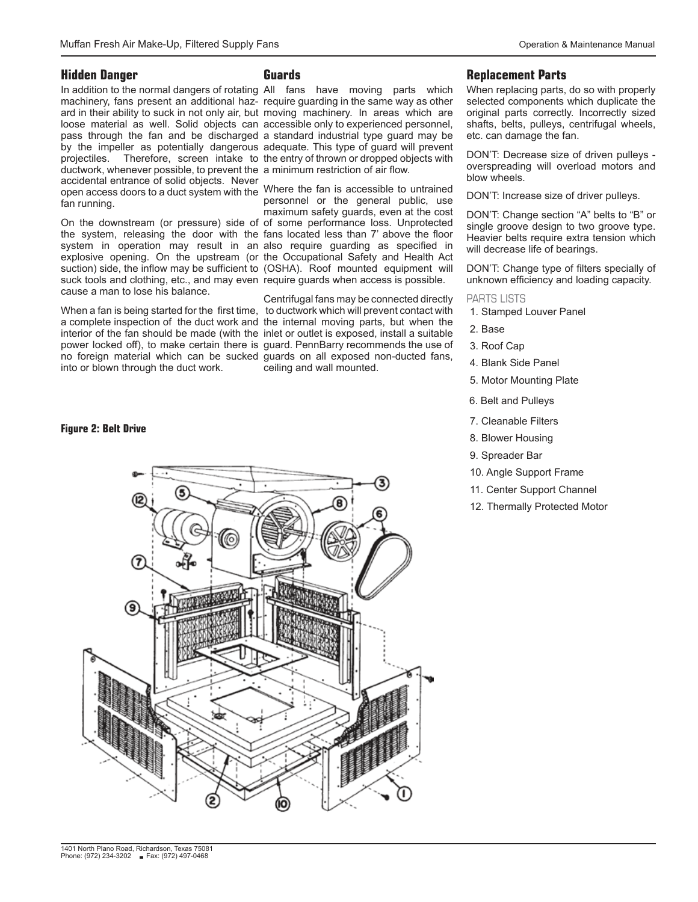## Hidden Danger

In addition to the normal dangers of rotating machinery, fans present an additional hazard in their ability to suck in not only air, but loose material as well. Solid objects can pass through the fan and be discharged by the impeller as potentially dangerous projectiles. Therefore, screen intake to ductwork, whenever possible, to prevent the accidental entrance of solid objects. Never open access doors to a duct system with the fan running.

On the downstream (or pressure) side of the system, releasing the door with the system in operation may result in an explosive opening. On the upstream (or suction) side, the inflow may be sufficient to suck tools and clothing, etc., and may even cause a man to lose his balance.

When a fan is being started for the first time, a complete inspection of the duct work and interior of the fan should be made (with the power locked off), to make certain there is no foreign material which can be sucked into or blown through the duct work.

## Guards

All fans have moving parts which require guarding in the same way as other moving machinery. In areas which are accessible only to experienced personnel, a standard industrial type guard may be adequate. This type of guard will prevent the entry of thrown or dropped objects with a minimum restriction of air flow.

Where the fan is accessible to untrained personnel or the general public, use maximum safety guards, even at the cost of some performance loss. Unprotected fans located less than 7' above the floor also require guarding as specified in the Occupational Safety and Health Act (OSHA). Roof mounted equipment will require guards when access is possible.

Centrifugal fans may be connected directly to ductwork which will prevent contact with the internal moving parts, but when the inlet or outlet is exposed, install a suitable guard. PennBarry recommends the use of guards on all exposed non-ducted fans, ceiling and wall mounted.

## Replacement Parts

When replacing parts, do so with properly selected components which duplicate the original parts correctly. Incorrectly sized shafts, belts, pulleys, centrifugal wheels, etc. can damage the fan.

DON'T: Decrease size of driven pulleys - overspreading will overload motors and blow wheels.

DON'T: Increase size of driver pulleys.

DON'T: Change section "A" belts to "B" or single groove design to two groove type. Heavier belts require extra tension which will decrease life of bearings.

DON'T: Change type of filters specially of unknown efficiency and loading capacity.

### PARTS LISTS

1. Stamped Louver Panel
2. Base
3. Roof Cap
4. Blank Side Panel
5. Motor Mounting Plate
6. Belt and Pulleys
7. Cleanable Filters
8. Blower Housing
9. Spreader Bar
10. Angle Support Frame
11. Center Support Channel
12. Thermally Protected Motor

**Figure 2: Belt Drive**

1401 North Plano Road, Richardson, Texas 75081
Phone: (972) 234-3202 ■ Fax: (972) 497-0468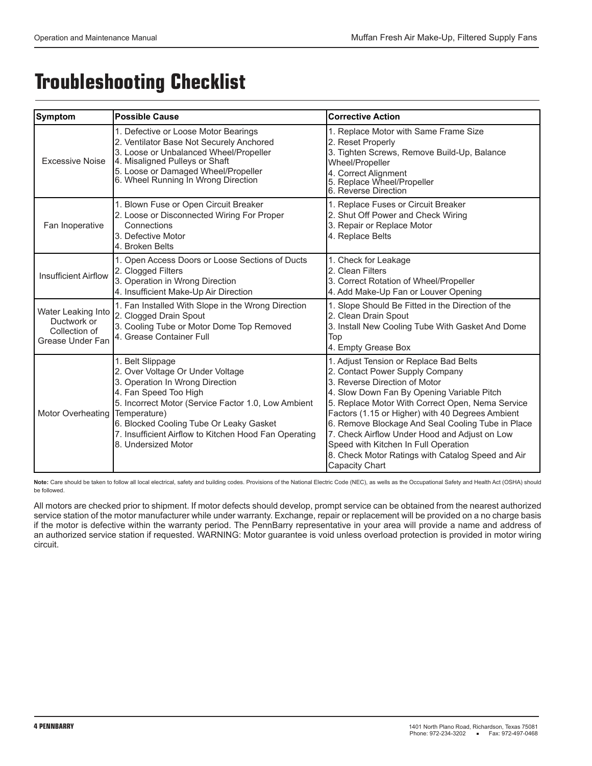# Troubleshooting Checklist

| Symptom | Possible Cause | Corrective Action |
|---|---|---|
| Excessive Noise | 1. Defective or Loose Motor Bearings<br>2. Ventilator Base Not Securely Anchored<br>3. Loose or Unbalanced Wheel/Propeller<br>4. Misaligned Pulleys or Shaft<br>5. Loose or Damaged Wheel/Propeller<br>6. Wheel Running In Wrong Direction | 1. Replace Motor with Same Frame Size<br>2. Reset Properly<br>3. Tighten Screws, Remove Build-Up, Balance Wheel/Propeller<br>4. Correct Alignment<br>5. Replace Wheel/Propeller<br>6. Reverse Direction |
| Fan Inoperative | 1. Blown Fuse or Open Circuit Breaker<br>2. Loose or Disconnected Wiring For Proper Connections<br>3. Defective Motor<br>4. Broken Belts | 1. Replace Fuses or Circuit Breaker<br>2. Shut Off Power and Check Wiring<br>3. Repair or Replace Motor<br>4. Replace Belts |
| Insufficient Airflow | 1. Open Access Doors or Loose Sections of Ducts<br>2. Clogged Filters<br>3. Operation in Wrong Direction<br>4. Insufficient Make-Up Air Direction | 1. Check for Leakage<br>2. Clean Filters<br>3. Correct Rotation of Wheel/Propeller<br>4. Add Make-Up Fan or Louver Opening |
| Water Leaking Into Ductwork or Collection of Grease Under Fan | 1. Fan Installed With Slope in the Wrong Direction<br>2. Clogged Drain Spout<br>3. Cooling Tube or Motor Dome Top Removed<br>4. Grease Container Full | 1. Slope Should Be Fitted in the Direction of the<br>2. Clean Drain Spout<br>3. Install New Cooling Tube With Gasket And Dome Top<br>4. Empty Grease Box |
| Motor Overheating | 1. Belt Slippage<br>2. Over Voltage Or Under Voltage<br>3. Operation In Wrong Direction<br>4. Fan Speed Too High<br>5. Incorrect Motor (Service Factor 1.0, Low Ambient Temperature)<br>6. Blocked Cooling Tube Or Leaky Gasket<br>7. Insufficient Airflow to Kitchen Hood Fan Operating<br>8. Undersized Motor | 1. Adjust Tension or Replace Bad Belts<br>2. Contact Power Supply Company<br>3. Reverse Direction of Motor<br>4. Slow Down Fan By Opening Variable Pitch<br>5. Replace Motor With Correct Open, Nema Service Factors (1.15 or Higher) with 40 Degrees Ambient<br>6. Remove Blockage And Seal Cooling Tube in Place<br>7. Check Airflow Under Hood and Adjust on Low Speed with Kitchen In Full Operation<br>8. Check Motor Ratings with Catalog Speed and Air Capacity Chart |

**Note:** Care should be taken to follow all local electrical, safety and building codes. Provisions of the National Electric Code (NEC), as wells as the Occupational Safety and Health Act (OSHA) should be followed.

All motors are checked prior to shipment. If motor defects should develop, prompt service can be obtained from the nearest authorized service station of the motor manufacturer while under warranty. Exchange, repair or replacement will be provided on a no charge basis if the motor is defective within the warranty period. The PennBarry representative in your area will provide a name and address of an authorized service station if requested. WARNING: Motor guarantee is void unless overload protection is provided in motor wiring circuit.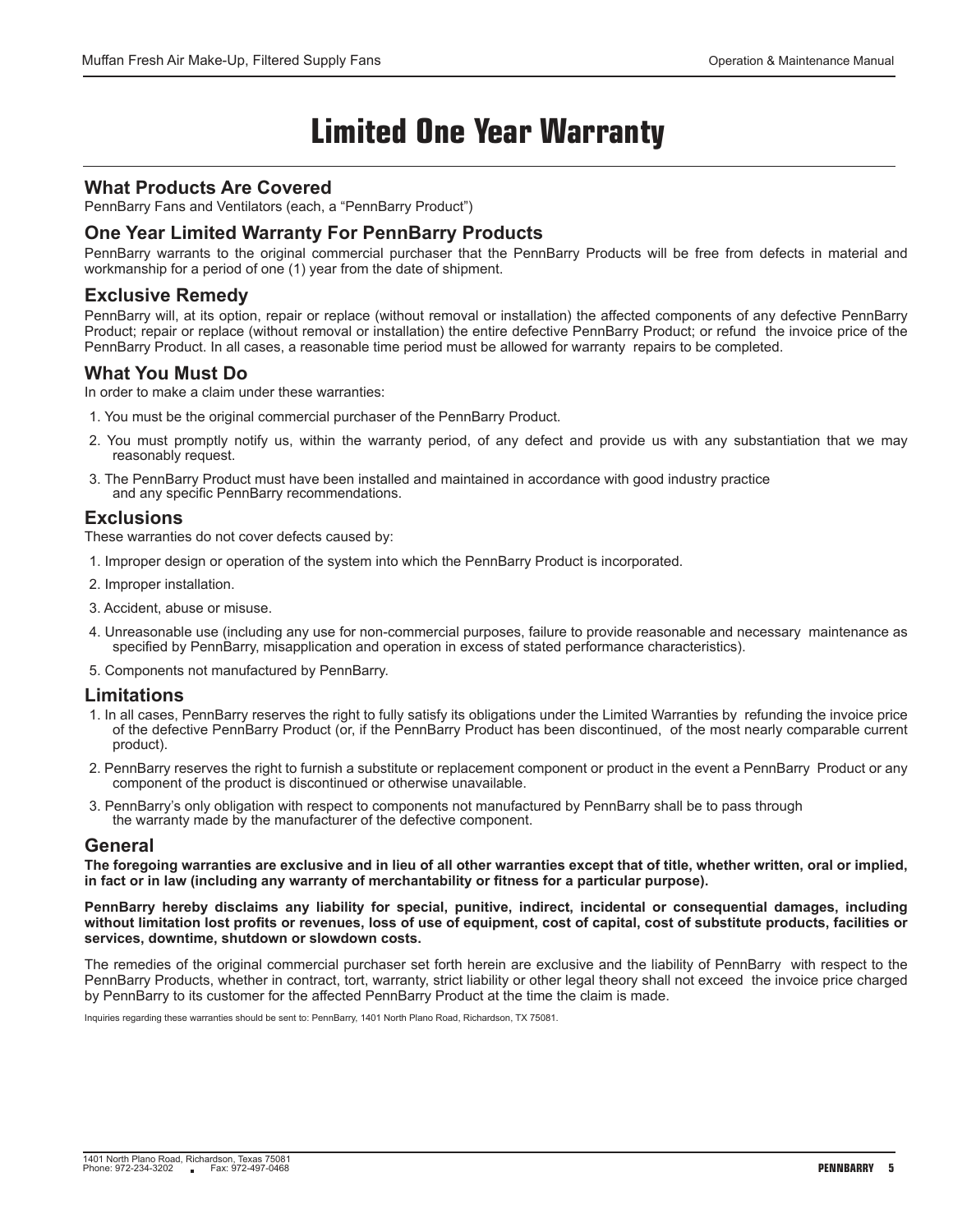# Limited One Year Warranty

## What Products Are Covered

PennBarry Fans and Ventilators (each, a "PennBarry Product")

## One Year Limited Warranty For PennBarry Products

PennBarry warrants to the original commercial purchaser that the PennBarry Products will be free from defects in material and workmanship for a period of one (1) year from the date of shipment.

## Exclusive Remedy

PennBarry will, at its option, repair or replace (without removal or installation) the affected components of any defective PennBarry Product; repair or replace (without removal or installation) the entire defective PennBarry Product; or refund the invoice price of the PennBarry Product. In all cases, a reasonable time period must be allowed for warranty repairs to be completed.

## What You Must Do

In order to make a claim under these warranties:

1. You must be the original commercial purchaser of the PennBarry Product.
2. You must promptly notify us, within the warranty period, of any defect and provide us with any substantiation that we may reasonably request.
3. The PennBarry Product must have been installed and maintained in accordance with good industry practice and any specific PennBarry recommendations.

## Exclusions

These warranties do not cover defects caused by:

1. Improper design or operation of the system into which the PennBarry Product is incorporated.
2. Improper installation.
3. Accident, abuse or misuse.
4. Unreasonable use (including any use for non-commercial purposes, failure to provide reasonable and necessary maintenance as specified by PennBarry, misapplication and operation in excess of stated performance characteristics).
5. Components not manufactured by PennBarry.

## Limitations

1. In all cases, PennBarry reserves the right to fully satisfy its obligations under the Limited Warranties by refunding the invoice price of the defective PennBarry Product (or, if the PennBarry Product has been discontinued, of the most nearly comparable current product).
2. PennBarry reserves the right to furnish a substitute or replacement component or product in the event a PennBarry Product or any component of the product is discontinued or otherwise unavailable.
3. PennBarry's only obligation with respect to components not manufactured by PennBarry shall be to pass through the warranty made by the manufacturer of the defective component.

## General

**The foregoing warranties are exclusive and in lieu of all other warranties except that of title, whether written, oral or implied, in fact or in law (including any warranty of merchantability or fitness for a particular purpose).**

**PennBarry hereby disclaims any liability for special, punitive, indirect, incidental or consequential damages, including without limitation lost profits or revenues, loss of use of equipment, cost of capital, cost of substitute products, facilities or services, downtime, shutdown or slowdown costs.**

The remedies of the original commercial purchaser set forth herein are exclusive and the liability of PennBarry with respect to the PennBarry Products, whether in contract, tort, warranty, strict liability or other legal theory shall not exceed the invoice price charged by PennBarry to its customer for the affected PennBarry Product at the time the claim is made.

Inquiries regarding these warranties should be sent to: PennBarry, 1401 North Plano Road, Richardson, TX 75081.